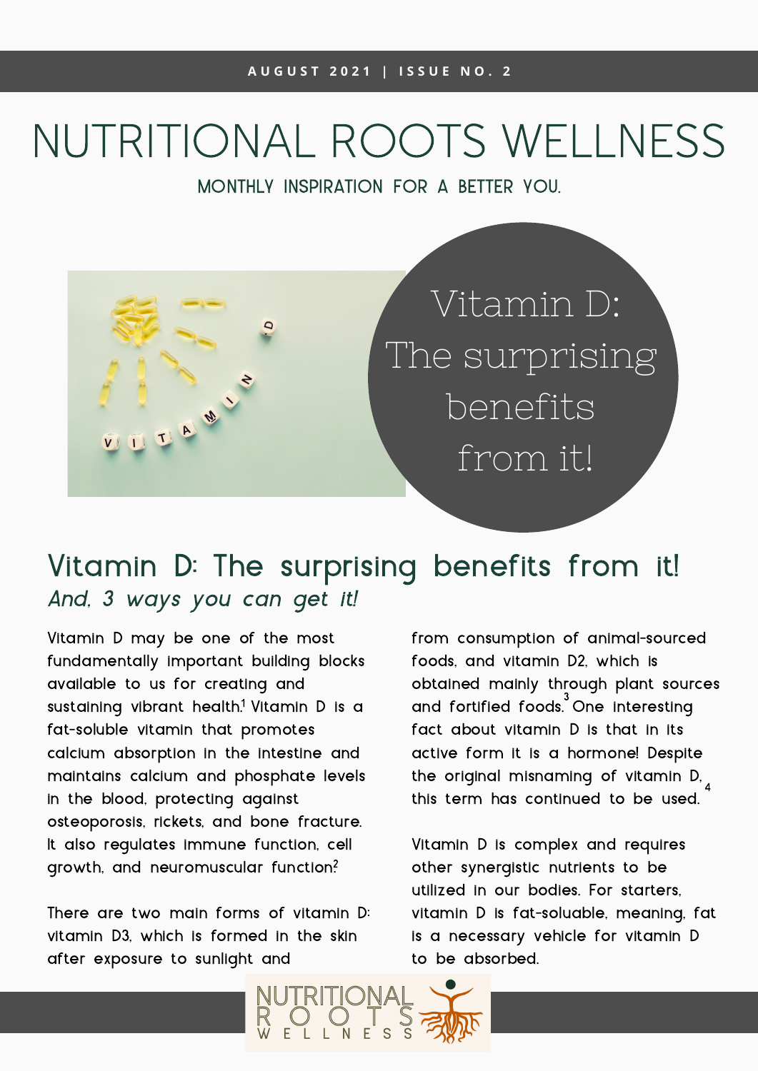AUGUST 2021 | ISSUE NO. 2

# NUTRITIONAL ROOTS WELLNESS

MONTHLY INSPIRATION FOR A BETTER YOU.

Vitamin D: The surprising benefits from it!

## Vitamin D: The surprising benefits from it!

*And, 3 ways you can get it!*

Vitamin D may be one of the most fundamentally important building blocks available to us for creating and sustaining vibrant health.[1] Vitamin D is a fat-soluble vitamin that promotes calcium absorption in the intestine and maintains calcium and phosphate levels in the blood, protecting against osteoporosis, rickets, and bone fracture. It also regulates immune function, cell growth, and neuromuscular function.[2]

There are two main forms of vitamin D: vitamin D3, which is formed in the skin after exposure to sunlight and from consumption of animal-sourced foods, and vitamin D2, which is obtained mainly through plant sources and fortified foods.[3] One interesting fact about vitamin D is that in its active form it is a hormone! Despite the original misnaming of vitamin D, this term has continued to be used.[4]

Vitamin D is complex and requires other synergistic nutrients to be utilized in our bodies. For starters, vitamin D is fat-soluable, meaning, fat is a necessary vehicle for vitamin D to be absorbed.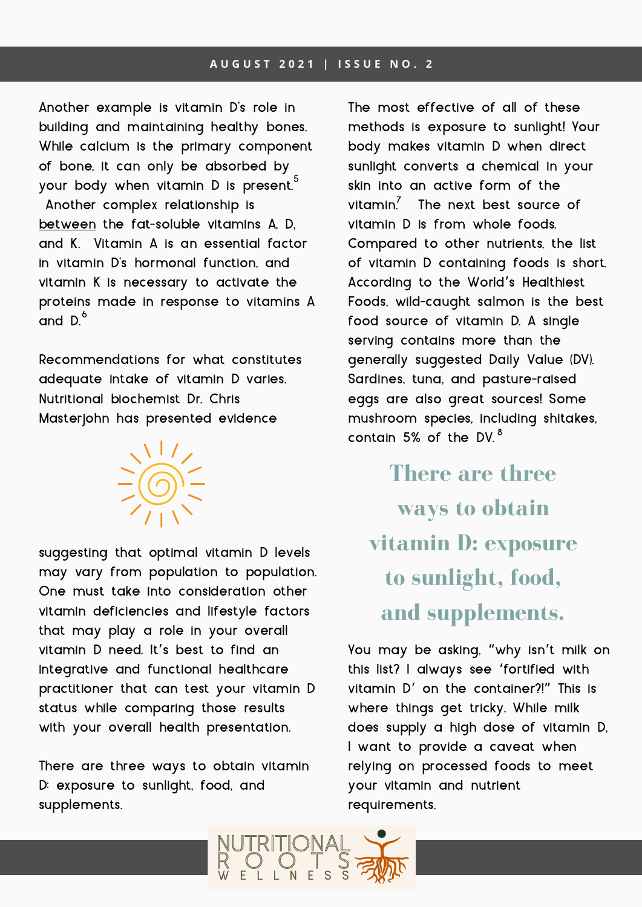Another example is vitamin D's role in building and maintaining healthy bones. While calcium is the primary component of bone, it can only be absorbed by your body when vitamin D is present.[5] Another complex relationship is between the fat-soluble vitamins A, D, and K. Vitamin A is an essential factor in vitamin D's hormonal function, and vitamin K is necessary to activate the proteins made in response to vitamins A and D.[6]

Recommendations for what constitutes adequate intake of vitamin D varies. Nutritional biochemist Dr. Chris Masterjohn has presented evidence suggesting that optimal vitamin D levels may vary from population to population. One must take into consideration other vitamin deficiencies and lifestyle factors that may play a role in your overall vitamin D need. It's best to find an integrative and functional healthcare practitioner that can test your vitamin D status while comparing those results with your overall health presentation.

There are three ways to obtain vitamin D: exposure to sunlight, food, and supplements.

The most effective of all of these methods is exposure to sunlight! Your body makes vitamin D when direct sunlight converts a chemical in your skin into an active form of the vitamin.[7] The next best source of vitamin D is from whole foods. Compared to other nutrients, the list of vitamin D containing foods is short. According to the World's Healthiest Foods, wild-caught salmon is the best food source of vitamin D. A single serving contains more than the generally suggested Daily Value (DV). Sardines, tuna, and pasture-raised eggs are also great sources! Some mushroom species, including shitakes, contain 5% of the DV.[8]

**There are three ways to obtain vitamin D: exposure to sunlight, food, and supplements.**

You may be asking, "why isn't milk on this list? I always see 'fortified with vitamin D' on the container?!" This is where things get tricky. While milk does supply a high dose of vitamin D, I want to provide a caveat when relying on processed foods to meet your vitamin and nutrient requirements.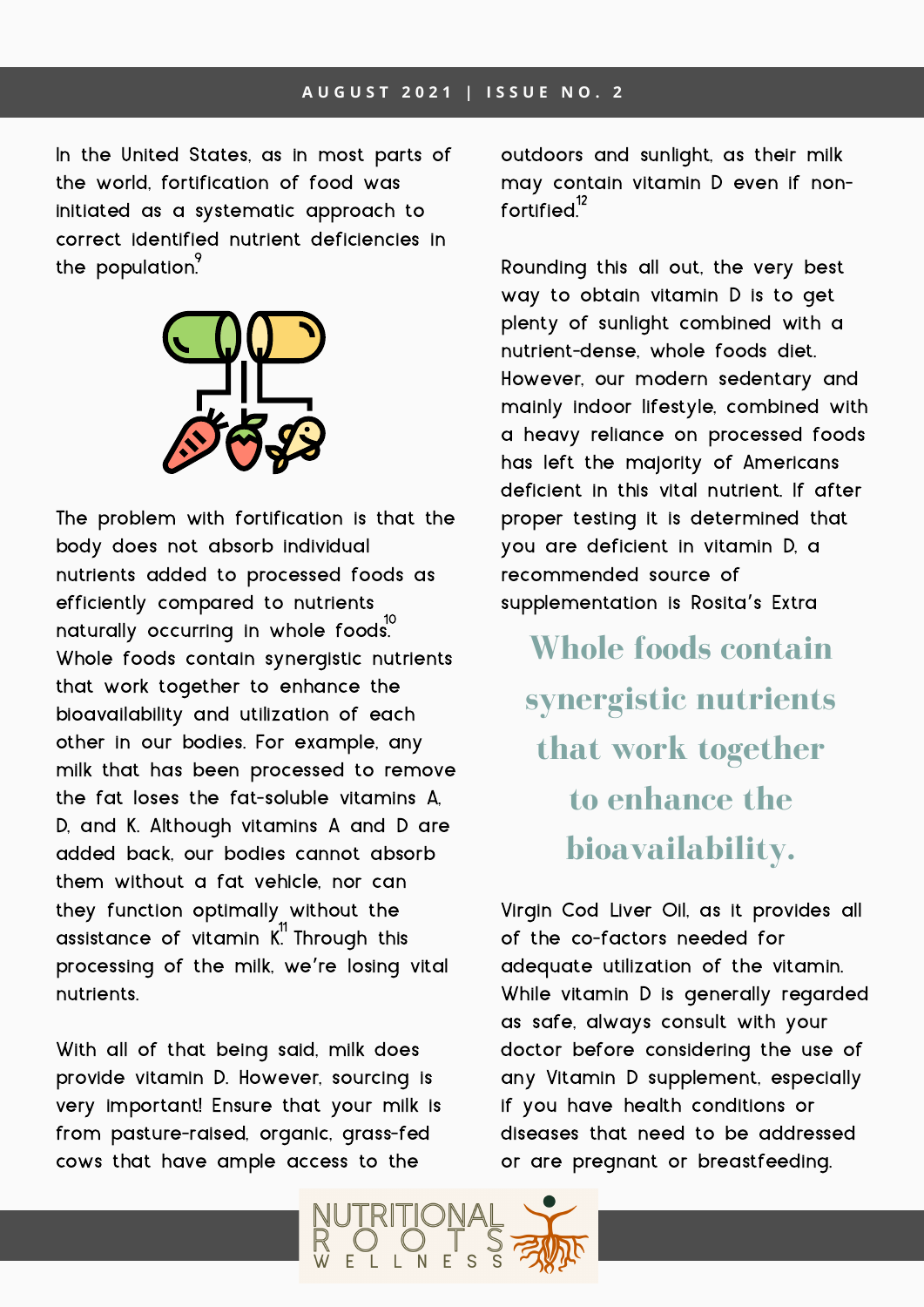In the United States, as in most parts of the world, fortification of food was initiated as a systematic approach to correct identified nutrient deficiencies in the population.[9]

The problem with fortification is that the body does not absorb individual nutrients added to processed foods as efficiently compared to nutrients naturally occurring in whole foods.[10] Whole foods contain synergistic nutrients that work together to enhance the bioavailability and utilization of each other in our bodies. For example, any milk that has been processed to remove the fat loses the fat-soluble vitamins A, D, and K. Although vitamins A and D are added back, our bodies cannot absorb them without a fat vehicle, nor can they function optimally without the assistance of vitamin K.[11] Through this processing of the milk, we're losing vital nutrients.

With all of that being said, milk does provide vitamin D. However, sourcing is very important! Ensure that your milk is from pasture-raised, organic, grass-fed cows that have ample access to the outdoors and sunlight, as their milk may contain vitamin D even if non-fortified.[12]

Rounding this all out, the very best way to obtain vitamin D is to get plenty of sunlight combined with a nutrient-dense, whole foods diet. However, our modern sedentary and mainly indoor lifestyle, combined with a heavy reliance on processed foods has left the majority of Americans deficient in this vital nutrient. If after proper testing it is determined that you are deficient in vitamin D, a recommended source of supplementation is Rosita's Extra Virgin Cod Liver Oil, as it provides all of the co-factors needed for adequate utilization of the vitamin. While vitamin D is generally regarded as safe, always consult with your doctor before considering the use of any Vitamin D supplement, especially if you have health conditions or diseases that need to be addressed or are pregnant or breastfeeding.

> **Whole foods contain synergistic nutrients that work together to enhance the bioavailability.**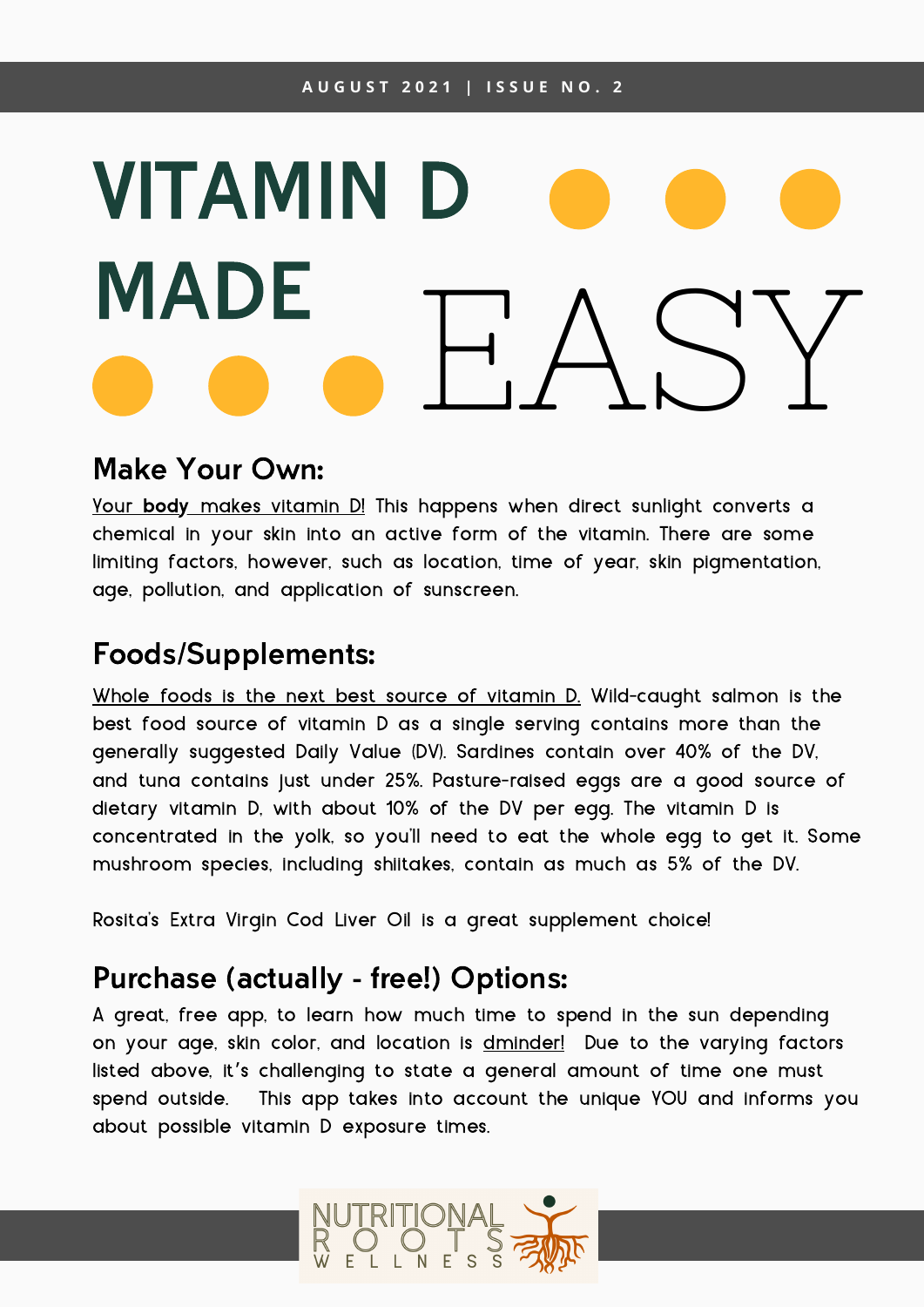# VITAMIN D MADE EASY

## Make Your Own:

Your **body** makes vitamin D! This happens when direct sunlight converts a chemical in your skin into an active form of the vitamin. There are some limiting factors, however, such as location, time of year, skin pigmentation, age, pollution, and application of sunscreen.

## Foods/Supplements:

Whole foods is the next best source of vitamin D. Wild-caught salmon is the best food source of vitamin D as a single serving contains more than the generally suggested Daily Value (DV). Sardines contain over 40% of the DV, and tuna contains just under 25%. Pasture-raised eggs are a good source of dietary vitamin D, with about 10% of the DV per egg. The vitamin D is concentrated in the yolk, so you'll need to eat the whole egg to get it. Some mushroom species, including shiitakes, contain as much as 5% of the DV.

Rosita's Extra Virgin Cod Liver Oil is a great supplement choice!

## Purchase (actually - free!) Options:

A great, free app, to learn how much time to spend in the sun depending on your age, skin color, and location is dminder! Due to the varying factors listed above, it's challenging to state a general amount of time one must spend outside. This app takes into account the unique YOU and informs you about possible vitamin D exposure times.

NUTRITIONAL ROOTS WELLNESS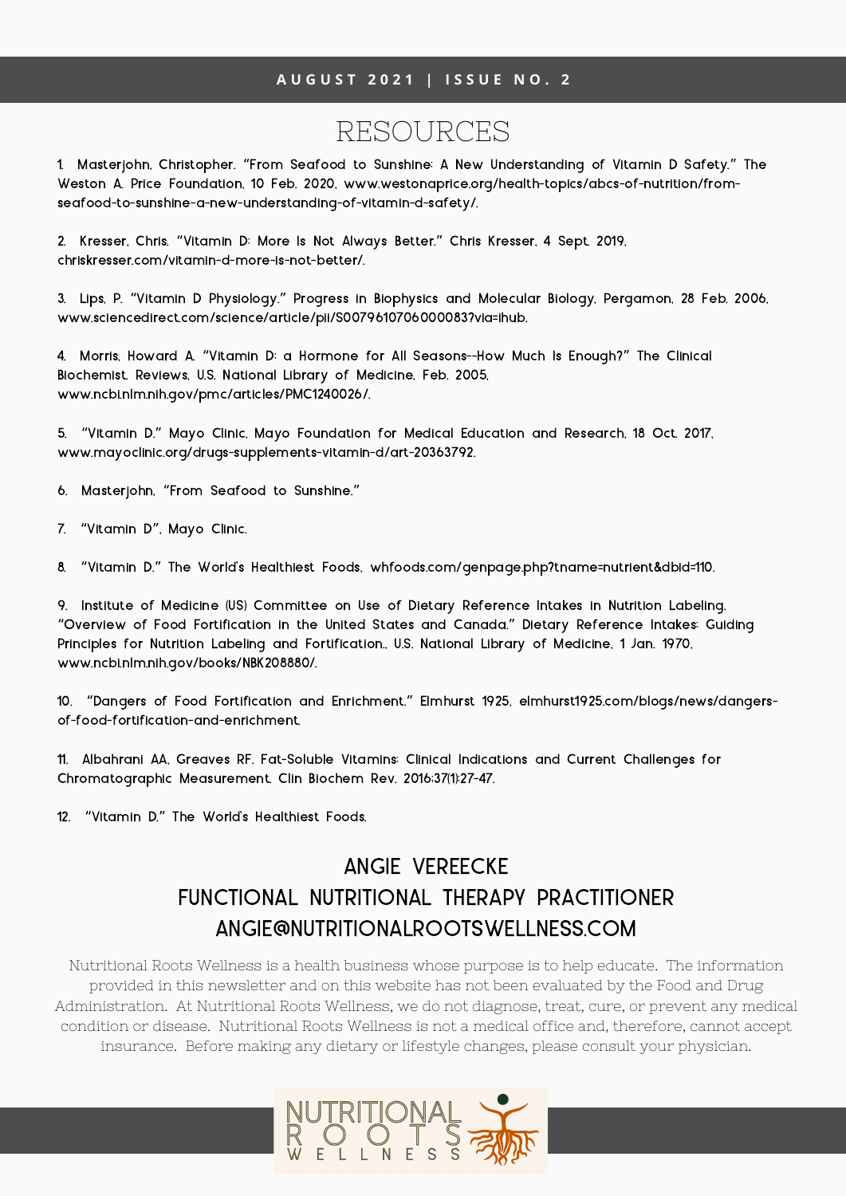# RESOURCES

1. Masterjohn, Christopher. "From Seafood to Sunshine: A New Understanding of Vitamin D Safety." The Weston A. Price Foundation, 10 Feb. 2020, www.westonaprice.org/health-topics/abcs-of-nutrition/from-seafood-to-sunshine-a-new-understanding-of-vitamin-d-safety/.

2. Kresser, Chris. "Vitamin D: More Is Not Always Better." Chris Kresser, 4 Sept. 2019, chriskresser.com/vitamin-d-more-is-not-better/.

3. Lips, P. "Vitamin D Physiology." Progress in Biophysics and Molecular Biology, Pergamon, 28 Feb. 2006, www.sciencedirect.com/science/article/pii/S0079610706000083?via=ihub.

4. Morris, Howard A. "Vitamin D: a Hormone for All Seasons--How Much Is Enough?" The Clinical Biochemist. Reviews, U.S. National Library of Medicine, Feb. 2005, www.ncbi.nlm.nih.gov/pmc/articles/PMC1240026/.

5. "Vitamin D." Mayo Clinic, Mayo Foundation for Medical Education and Research, 18 Oct. 2017, www.mayoclinic.org/drugs-supplements-vitamin-d/art-20363792.

6. Masterjohn, "From Seafood to Sunshine."

7. "Vitamin D", Mayo Clinic.

8. "Vitamin D." The World's Healthiest Foods, whfoods.com/genpage.php?tname=nutrient&dbid=110.

9. Institute of Medicine (US) Committee on Use of Dietary Reference Intakes in Nutrition Labeling. "Overview of Food Fortification in the United States and Canada." Dietary Reference Intakes: Guiding Principles for Nutrition Labeling and Fortification., U.S. National Library of Medicine, 1 Jan. 1970, www.ncbi.nlm.nih.gov/books/NBK208880/.

10. "Dangers of Food Fortification and Enrichment." Elmhurst 1925, elmhurst1925.com/blogs/news/dangers-of-food-fortification-and-enrichment.

11. Albahrani AA, Greaves RF. Fat-Soluble Vitamins: Clinical Indications and Current Challenges for Chromatographic Measurement. Clin Biochem Rev. 2016;37(1):27-47.

12. "Vitamin D." The World's Healthiest Foods.

## ANGIE VEREECKE
## FUNCTIONAL NUTRITIONAL THERAPY PRACTITIONER
## ANGIE@NUTRITIONALROOTSWELLNESS.COM

Nutritional Roots Wellness is a health business whose purpose is to help educate. The information provided in this newsletter and on this website has not been evaluated by the Food and Drug Administration. At Nutritional Roots Wellness, we do not diagnose, treat, cure, or prevent any medical condition or disease. Nutritional Roots Wellness is not a medical office and, therefore, cannot accept insurance. Before making any dietary or lifestyle changes, please consult your physician.

NUTRITIONAL ROOTS WELLNESS